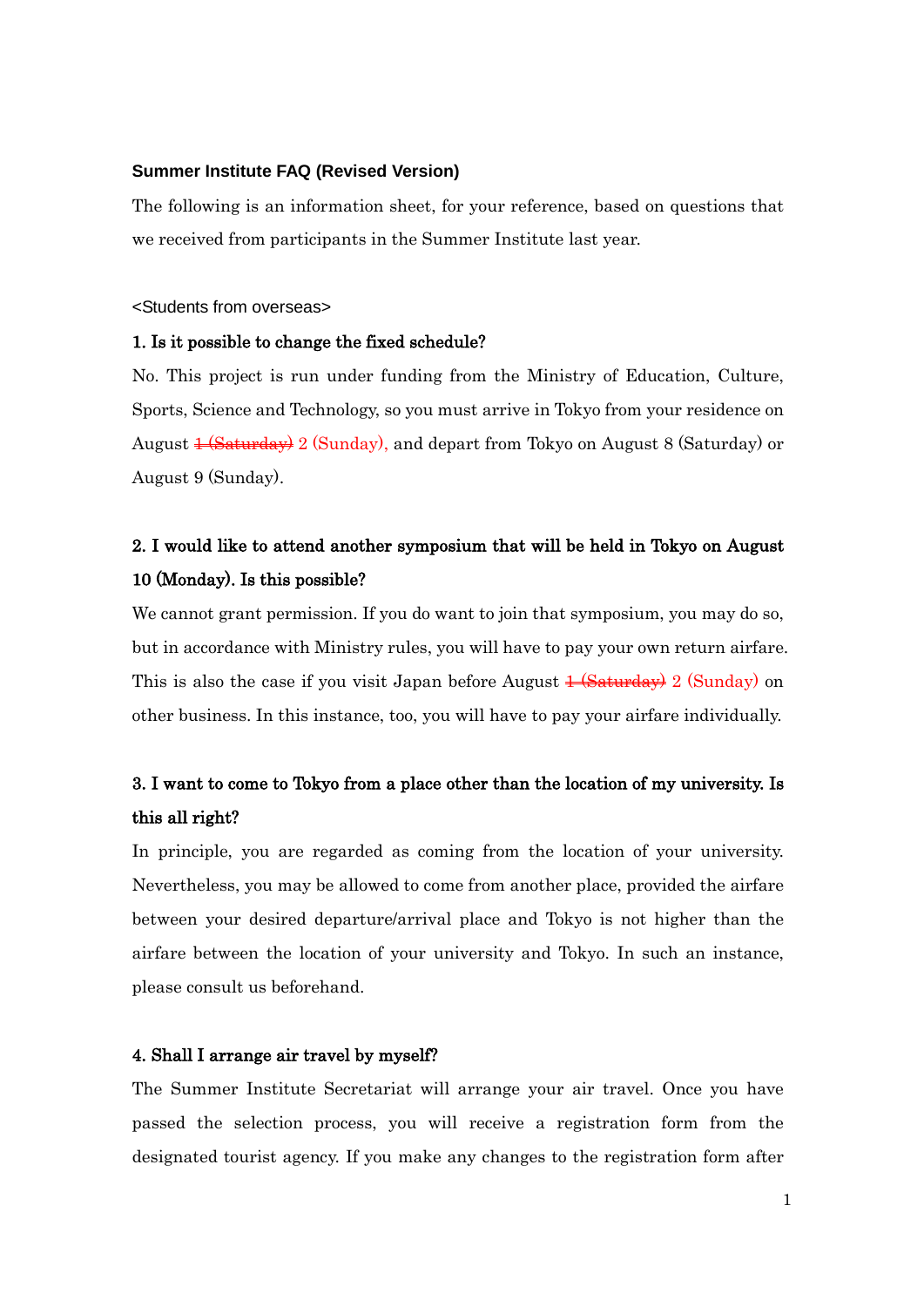**Summer Institute FAQ (Revised Version)**

The following is an information sheet, for your reference, based on questions that we received from participants in the Summer Institute last year.

<Students from overseas>

**1. Is it possible to change the fixed schedule?**

No. This project is run under funding from the Ministry of Education, Culture, Sports, Science and Technology, so you must arrive in Tokyo from your residence on August ~~1 (Saturday)~~ 2 (Sunday), and depart from Tokyo on August 8 (Saturday) or August 9 (Sunday).

**2. I would like to attend another symposium that will be held in Tokyo on August 10 (Monday). Is this possible?**

We cannot grant permission. If you do want to join that symposium, you may do so, but in accordance with Ministry rules, you will have to pay your own return airfare. This is also the case if you visit Japan before August ~~1 (Saturday)~~ 2 (Sunday) on other business. In this instance, too, you will have to pay your airfare individually.

**3. I want to come to Tokyo from a place other than the location of my university. Is this all right?**

In principle, you are regarded as coming from the location of your university. Nevertheless, you may be allowed to come from another place, provided the airfare between your desired departure/arrival place and Tokyo is not higher than the airfare between the location of your university and Tokyo. In such an instance, please consult us beforehand.

**4. Shall I arrange air travel by myself?**

The Summer Institute Secretariat will arrange your air travel. Once you have passed the selection process, you will receive a registration form from the designated tourist agency. If you make any changes to the registration form after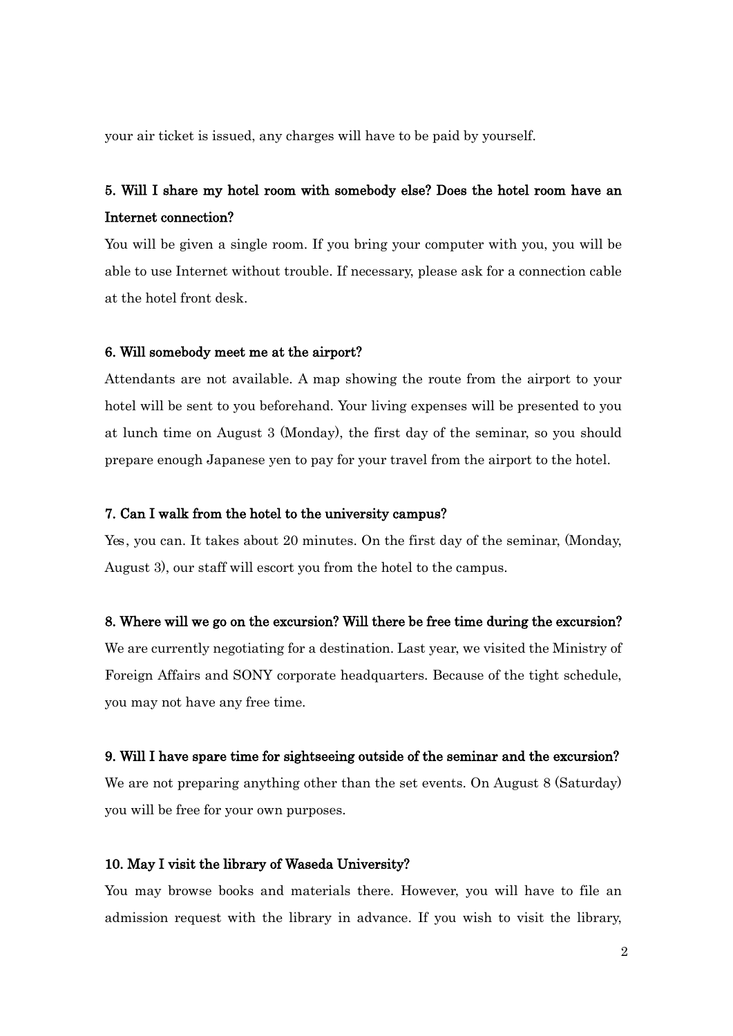your air ticket is issued, any charges will have to be paid by yourself.

**5. Will I share my hotel room with somebody else? Does the hotel room have an Internet connection?**

You will be given a single room. If you bring your computer with you, you will be able to use Internet without trouble. If necessary, please ask for a connection cable at the hotel front desk.

**6. Will somebody meet me at the airport?**

Attendants are not available. A map showing the route from the airport to your hotel will be sent to you beforehand. Your living expenses will be presented to you at lunch time on August 3 (Monday), the first day of the seminar, so you should prepare enough Japanese yen to pay for your travel from the airport to the hotel.

**7. Can I walk from the hotel to the university campus?**

Yes, you can. It takes about 20 minutes. On the first day of the seminar, (Monday, August 3), our staff will escort you from the hotel to the campus.

**8. Where will we go on the excursion? Will there be free time during the excursion?**

We are currently negotiating for a destination. Last year, we visited the Ministry of Foreign Affairs and SONY corporate headquarters. Because of the tight schedule, you may not have any free time.

**9. Will I have spare time for sightseeing outside of the seminar and the excursion?**

We are not preparing anything other than the set events. On August 8 (Saturday) you will be free for your own purposes.

**10. May I visit the library of Waseda University?**

You may browse books and materials there. However, you will have to file an admission request with the library in advance. If you wish to visit the library,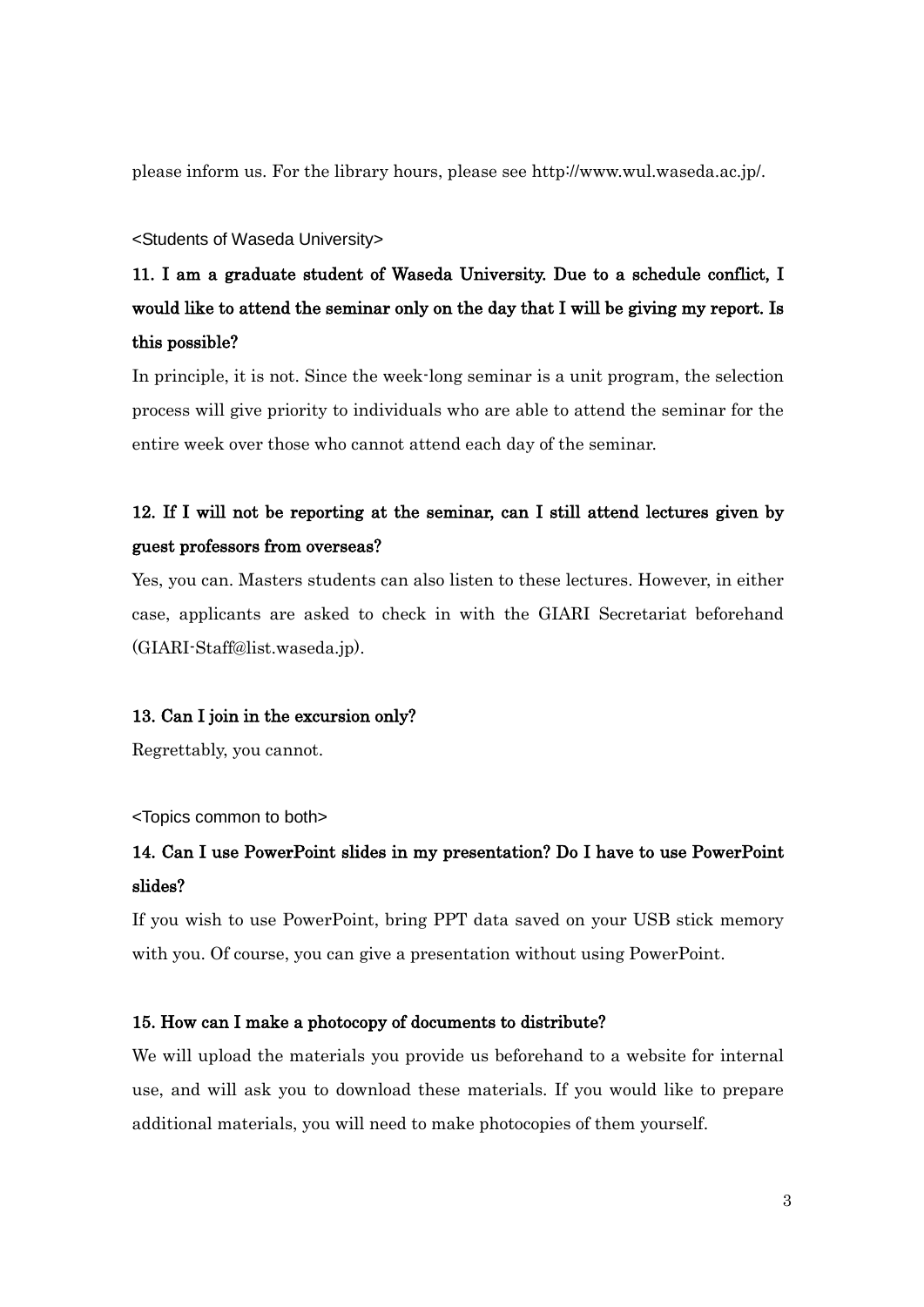please inform us. For the library hours, please see http://www.wul.waseda.ac.jp/.

<Students of Waseda University>

**11. I am a graduate student of Waseda University. Due to a schedule conflict, I would like to attend the seminar only on the day that I will be giving my report. Is this possible?**

In principle, it is not. Since the week-long seminar is a unit program, the selection process will give priority to individuals who are able to attend the seminar for the entire week over those who cannot attend each day of the seminar.

**12. If I will not be reporting at the seminar, can I still attend lectures given by guest professors from overseas?**

Yes, you can. Masters students can also listen to these lectures. However, in either case, applicants are asked to check in with the GIARI Secretariat beforehand (GIARI-Staff@list.waseda.jp).

**13. Can I join in the excursion only?**

Regrettably, you cannot.

<Topics common to both>

**14. Can I use PowerPoint slides in my presentation? Do I have to use PowerPoint slides?**

If you wish to use PowerPoint, bring PPT data saved on your USB stick memory with you. Of course, you can give a presentation without using PowerPoint.

**15. How can I make a photocopy of documents to distribute?**

We will upload the materials you provide us beforehand to a website for internal use, and will ask you to download these materials. If you would like to prepare additional materials, you will need to make photocopies of them yourself.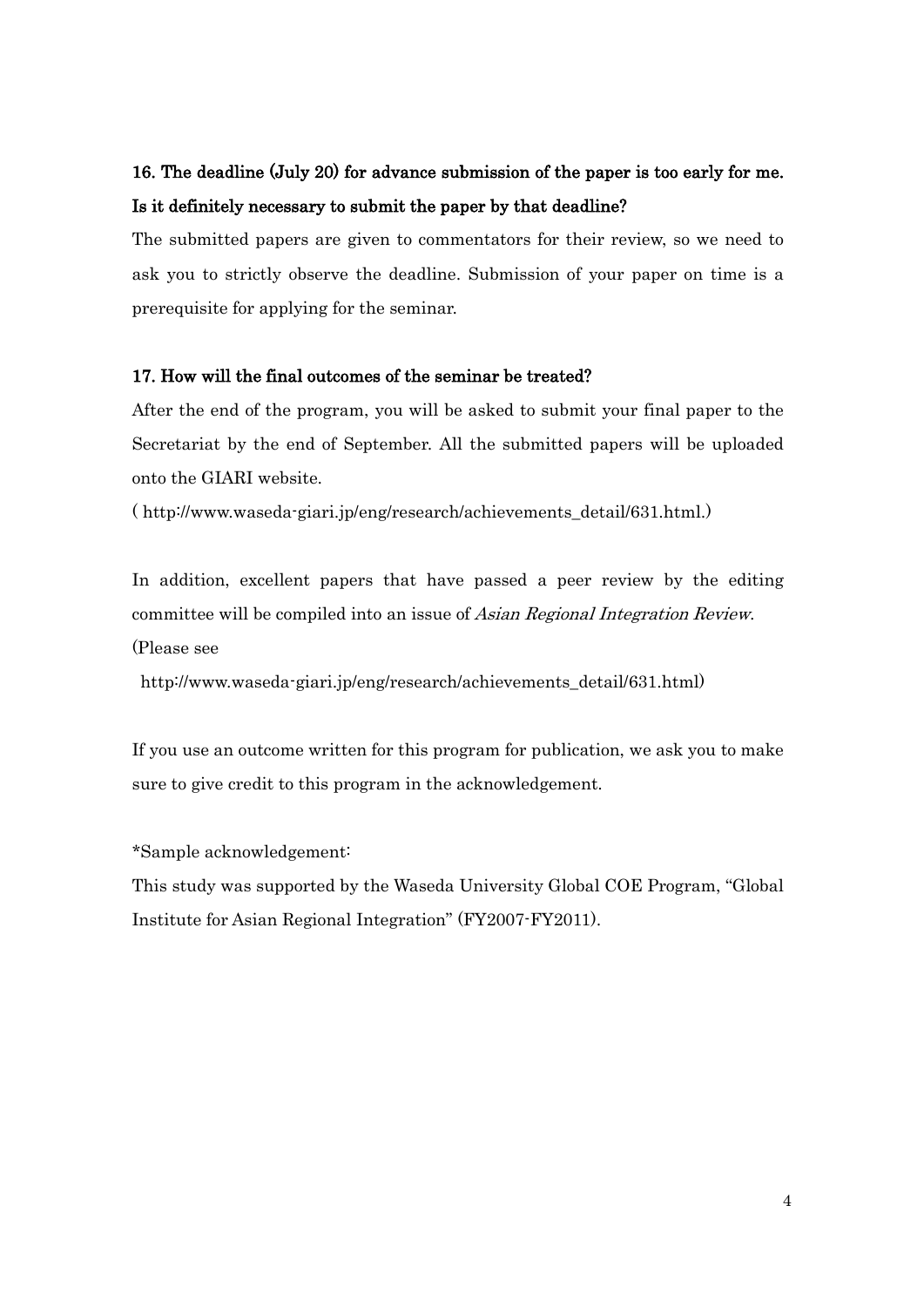**16. The deadline (July 20) for advance submission of the paper is too early for me. Is it definitely necessary to submit the paper by that deadline?**

The submitted papers are given to commentators for their review, so we need to ask you to strictly observe the deadline. Submission of your paper on time is a prerequisite for applying for the seminar.

**17. How will the final outcomes of the seminar be treated?**

After the end of the program, you will be asked to submit your final paper to the Secretariat by the end of September. All the submitted papers will be uploaded onto the GIARI website.

( http://www.waseda-giari.jp/eng/research/achievements_detail/631.html.)

In addition, excellent papers that have passed a peer review by the editing committee will be compiled into an issue of *Asian Regional Integration Review*. (Please see

http://www.waseda-giari.jp/eng/research/achievements_detail/631.html)

If you use an outcome written for this program for publication, we ask you to make sure to give credit to this program in the acknowledgement.

*Sample acknowledgement:

This study was supported by the Waseda University Global COE Program, "Global Institute for Asian Regional Integration" (FY2007-FY2011).